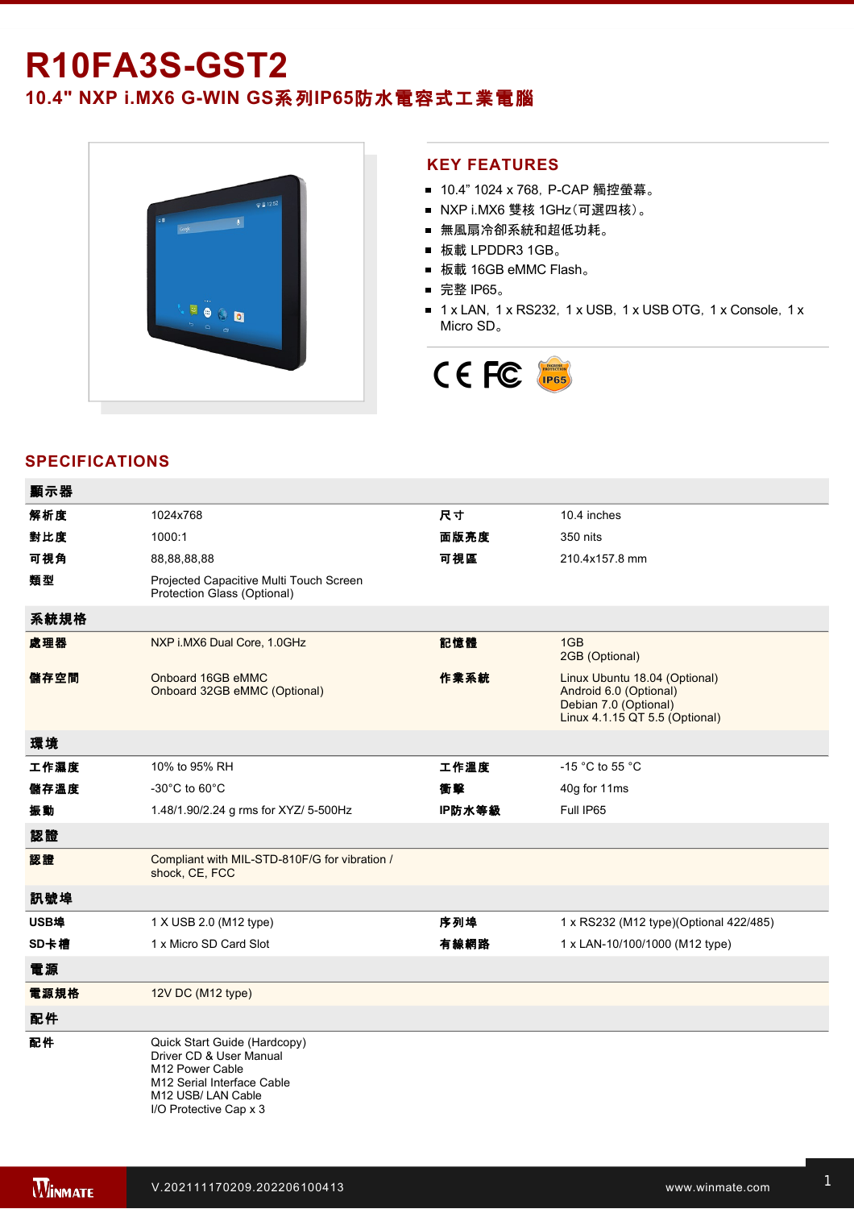# R10FA3S-GST2

## 10.4" NXP i.MX6 G-WIN GS系列IP65防水電容式工業電腦

## KEY FEATURES

- 10.4” 1024 x 768, P-CAP 觸控螢幕。
- NXP i.MX6 雙核 1GHz(可選四核)。
- 無風扇冷卻系統和超低功耗。
- 板載 LPDDR3 1GB。
- 板載 16GB eMMC Flash。
- 完整 IP65。
- 1 x LAN, 1 x RS232, 1 x USB, 1 x USB OTG, 1 x Console, 1 x Micro SD。

## SPECIFICATIONS

| 顯示器 | | | |
|---|---|---|---|
| 解析度 | 1024x768 | 尺寸 | 10.4 inches |
| 對比度 | 1000:1 | 面版亮度 | 350 nits |
| 可視角 | 88,88,88,88 | 可視區 | 210.4x157.8 mm |
| 類型 | Projected Capacitive Multi Touch Screen<br>Protection Glass (Optional) | | |
| **系統規格** | | | |
| 處理器 | NXP i.MX6 Dual Core, 1.0GHz | 記憶體 | 1GB<br>2GB (Optional) |
| 儲存空間 | Onboard 16GB eMMC<br>Onboard 32GB eMMC (Optional) | 作業系統 | Linux Ubuntu 18.04 (Optional)<br>Android 6.0 (Optional)<br>Debian 7.0 (Optional)<br>Linux 4.1.15 QT 5.5 (Optional) |
| **環境** | | | |
| 工作濕度 | 10% to 95% RH | 工作溫度 | -15 °C to 55 °C |
| 儲存溫度 | -30°C to 60°C | 衝擊 | 40g for 11ms |
| 振動 | 1.48/1.90/2.24 g rms for XYZ/ 5-500Hz | IP防水等級 | Full IP65 |
| **認證** | | | |
| 認證 | Compliant with MIL-STD-810F/G for vibration / shock, CE, FCC | | |
| **訊號埠** | | | |
| USB埠 | 1 X USB 2.0 (M12 type) | 序列埠 | 1 x RS232 (M12 type)(Optional 422/485) |
| SD卡槽 | 1 x Micro SD Card Slot | 有線網路 | 1 x LAN-10/100/1000 (M12 type) |
| **電源** | | | |
| 電源規格 | 12V DC (M12 type) | | |
| **配件** | | | |
| 配件 | Quick Start Guide (Hardcopy)<br>Driver CD & User Manual<br>M12 Power Cable<br>M12 Serial Interface Cable<br>M12 USB/ LAN Cable<br>I/O Protective Cap x 3 | | |

V.202111170209.202206100413 www.winmate.com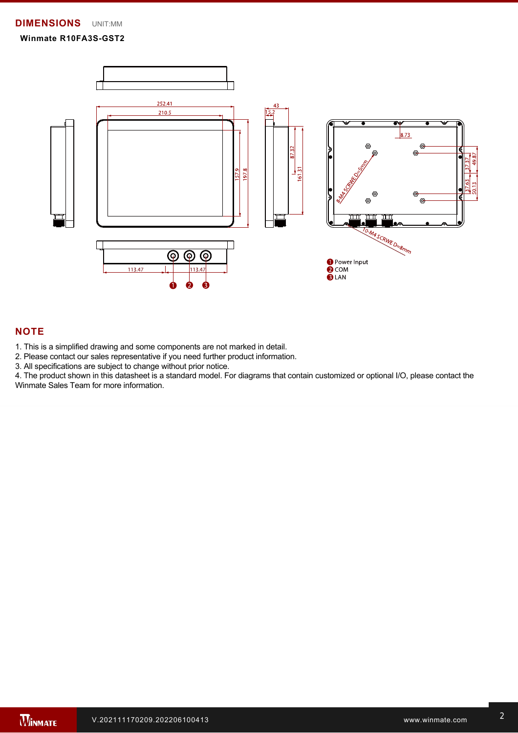## DIMENSIONS UNIT:MM

**Winmate R10FA3S-GST2**

252.41
210.5
157.9
197.8
43
15.2
87.32
161.31
8.73
8-M4 SCRWE D=5mm
37.37
49.87
37.63
50.13
10-M4 SCRWE D=8mm
113.47
113.47

❶ Power Input
❷ COM
❸ LAN

## NOTE

1. This is a simplified drawing and some components are not marked in detail.
2. Please contact our sales representative if you need further product information.
3. All specifications are subject to change without prior notice.
4. The product shown in this datasheet is a standard model. For diagrams that contain customized or optional I/O, please contact the Winmate Sales Team for more information.